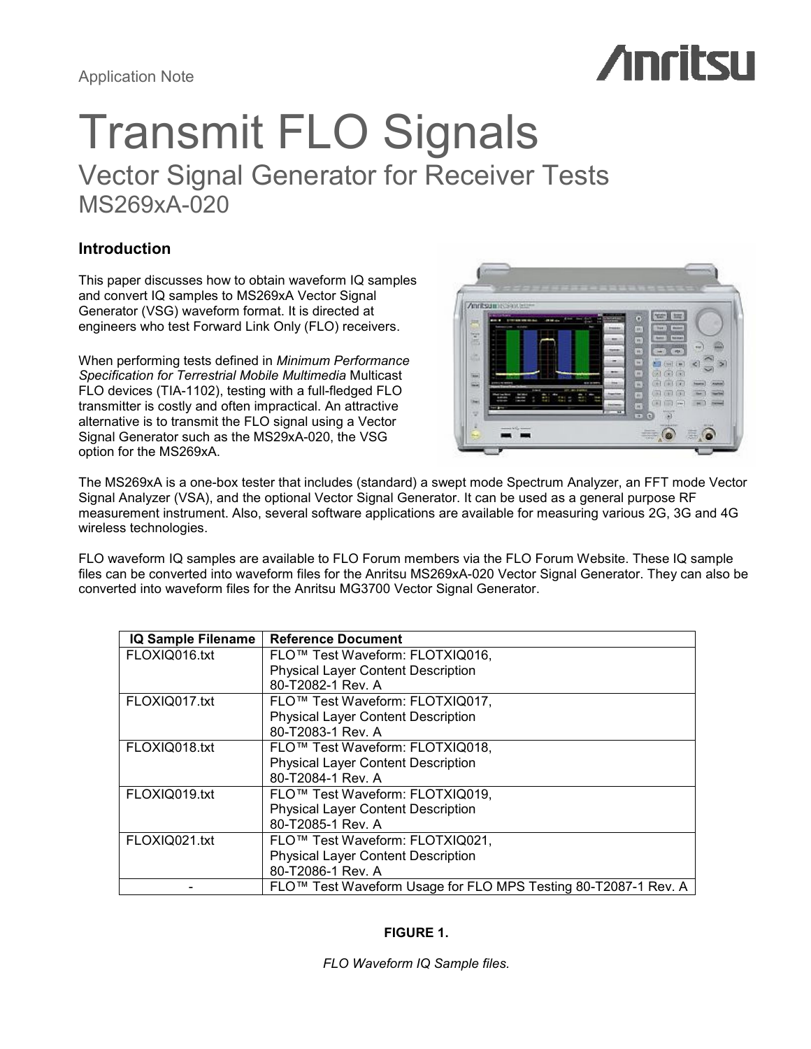Application Note

# Transmit FLO Signals

## Vector Signal Generator for Receiver Tests
## MS269xA-020

### Introduction

This paper discusses how to obtain waveform IQ samples and convert IQ samples to MS269xA Vector Signal Generator (VSG) waveform format. It is directed at engineers who test Forward Link Only (FLO) receivers.

When performing tests defined in *Minimum Performance Specification for Terrestrial Mobile Multimedia* Multicast FLO devices (TIA-1102), testing with a full-fledged FLO transmitter is costly and often impractical. An attractive alternative is to transmit the FLO signal using a Vector Signal Generator such as the MS29xA-020, the VSG option for the MS269xA.

The MS269xA is a one-box tester that includes (standard) a swept mode Spectrum Analyzer, an FFT mode Vector Signal Analyzer (VSA), and the optional Vector Signal Generator. It can be used as a general purpose RF measurement instrument. Also, several software applications are available for measuring various 2G, 3G and 4G wireless technologies.

FLO waveform IQ samples are available to FLO Forum members via the FLO Forum Website. These IQ sample files can be converted into waveform files for the Anritsu MS269xA-020 Vector Signal Generator. They can also be converted into waveform files for the Anritsu MG3700 Vector Signal Generator.

| IQ Sample Filename | Reference Document |
|---|---|
| FLOXIQ016.txt | FLO™ Test Waveform: FLOTXIQ016, Physical Layer Content Description 80-T2082-1 Rev. A |
| FLOXIQ017.txt | FLO™ Test Waveform: FLOTXIQ017, Physical Layer Content Description 80-T2083-1 Rev. A |
| FLOXIQ018.txt | FLO™ Test Waveform: FLOTXIQ018, Physical Layer Content Description 80-T2084-1 Rev. A |
| FLOXIQ019.txt | FLO™ Test Waveform: FLOTXIQ019, Physical Layer Content Description 80-T2085-1 Rev. A |
| FLOXIQ021.txt | FLO™ Test Waveform: FLOTXIQ021, Physical Layer Content Description 80-T2086-1 Rev. A |
| - | FLO™ Test Waveform Usage for FLO MPS Testing 80-T2087-1 Rev. A |

**FIGURE 1.**

*FLO Waveform IQ Sample files.*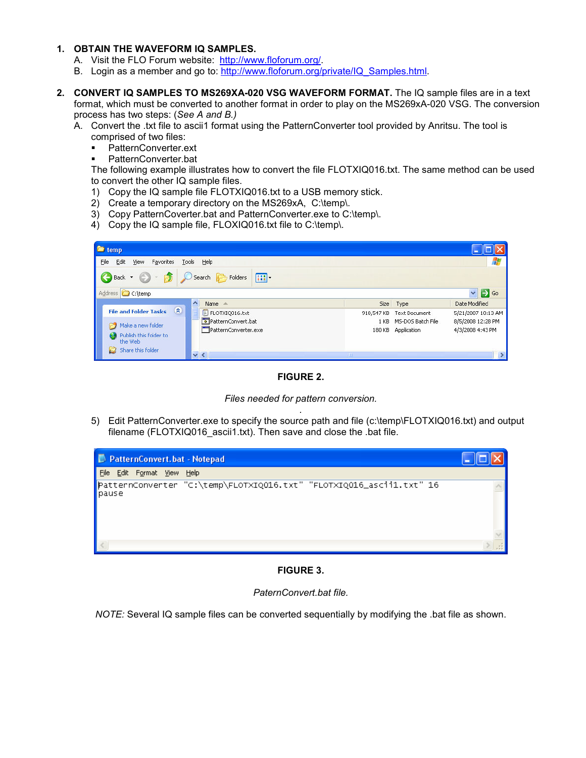1. **OBTAIN THE WAVEFORM IQ SAMPLES.**
   A. Visit the FLO Forum website: http://www.floforum.org/.
   B. Login as a member and go to: http://www.floforum.org/private/IQ_Samples.html.

2. **CONVERT IQ SAMPLES TO MS269XA-020 VSG WAVEFORM FORMAT.** The IQ sample files are in a text format, which must be converted to another format in order to play on the MS269xA-020 VSG. The conversion process has two steps: (*See A and B.)*
   A. Convert the .txt file to ascii1 format using the PatternConverter tool provided by Anritsu. The tool is comprised of two files:
      - PatternConverter.ext
      - PatternConverter.bat

      The following example illustrates how to convert the file FLOTXIQ016.txt. The same method can be used to convert the other IQ sample files.
      1) Copy the IQ sample file FLOTXIQ016.txt to a USB memory stick.
      2) Create a temporary directory on the MS269xA, C:\temp\.
      3) Copy PatternCoverter.bat and PatternConverter.exe to C:\temp\.
      4) Copy the IQ sample file, FLOXIQ016.txt file to C:\temp\.

| Name | Size | Type | Date Modified |
|---|---|---|---|
| FLOTXIQ016.txt | 910,547 KB | Text Document | 5/21/2007 10:13 AM |
| PatternConvert.bat | 1 KB | MS-DOS Batch File | 8/5/2008 12:28 PM |
| PatternConverter.exe | 180 KB | Application | 4/3/2008 4:43 PM |

**FIGURE 2.**

*Files needed for pattern conversion.*

      5) Edit PatternConverter.exe to specify the source path and file (c:\temp\FLOTXIQ016.txt) and output filename (FLOTXIQ016_ascii1.txt). Then save and close the .bat file.

```
PatternConverter "C:\temp\FLOTXIQ016.txt" "FLOTXIQ016_ascii1.txt" 16
pause
```

**FIGURE 3.**

*PaternConvert.bat file.*

*NOTE:* Several IQ sample files can be converted sequentially by modifying the .bat file as shown.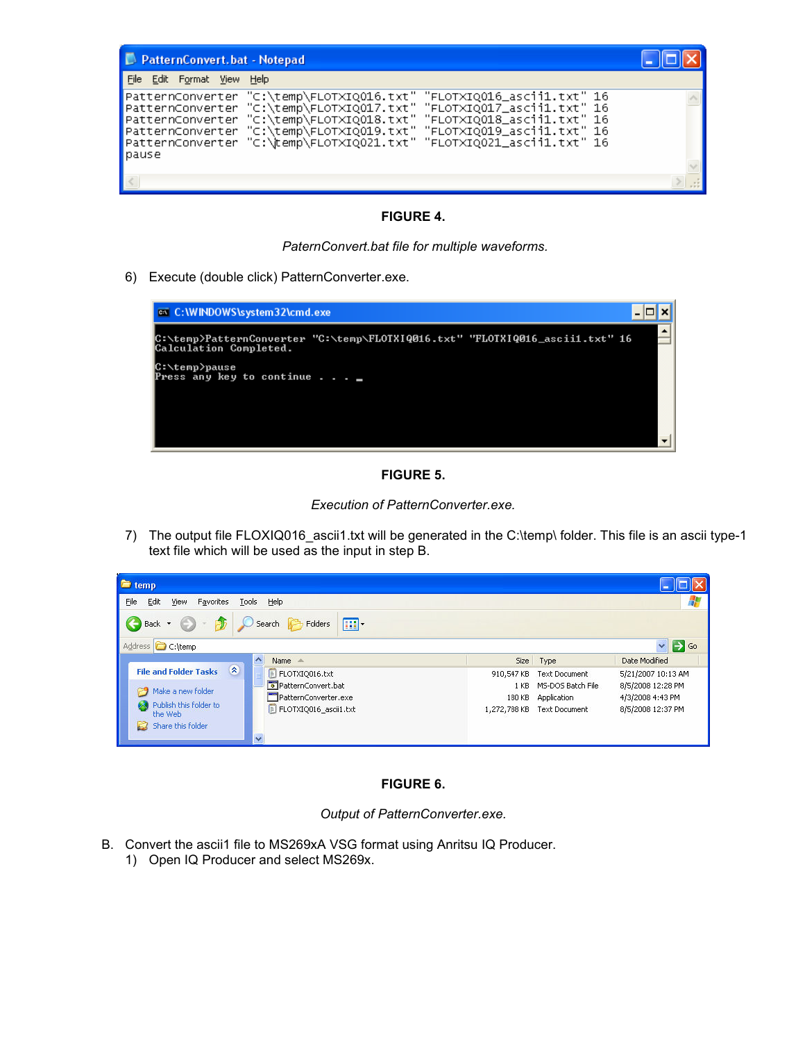```
PatternConverter "C:\temp\FLOTXIQ016.txt" "FLOTXIQ016_ascii1.txt" 16
PatternConverter "C:\temp\FLOTXIQ017.txt" "FLOTXIQ017_ascii1.txt" 16
PatternConverter "C:\temp\FLOTXIQ018.txt" "FLOTXIQ018_ascii1.txt" 16
PatternConverter "C:\temp\FLOTXIQ019.txt" "FLOTXIQ019_ascii1.txt" 16
PatternConverter "C:\temp\FLOTXIQ021.txt" "FLOTXIQ021_ascii1.txt" 16
pause
```

**FIGURE 4.**

*PaternConvert.bat file for multiple waveforms.*

6) Execute (double click) PatternConverter.exe.

```
C:\temp>PatternConverter "C:\temp\FLOTXIQ016.txt" "FLOTXIQ016_ascii1.txt" 16
Calculation Completed.

C:\temp>pause
Press any key to continue . . .
```

**FIGURE 5.**

*Execution of PatternConverter.exe.*

7) The output file FLOXIQ016_ascii1.txt will be generated in the C:\temp\ folder. This file is an ascii type-1 text file which will be used as the input in step B.

| Name | Size | Type | Date Modified |
|---|---|---|---|
| FLOTXIQ016.txt | 910,547 KB | Text Document | 5/21/2007 10:13 AM |
| PatternConvert.bat | 1 KB | MS-DOS Batch File | 8/5/2008 12:28 PM |
| PatternConverter.exe | 180 KB | Application | 4/3/2008 4:43 PM |
| FLOTXIQ016_ascii1.txt | 1,272,788 KB | Text Document | 8/5/2008 12:37 PM |

**FIGURE 6.**

*Output of PatternConverter.exe.*

B. Convert the ascii1 file to MS269xA VSG format using Anritsu IQ Producer.

1) Open IQ Producer and select MS269x.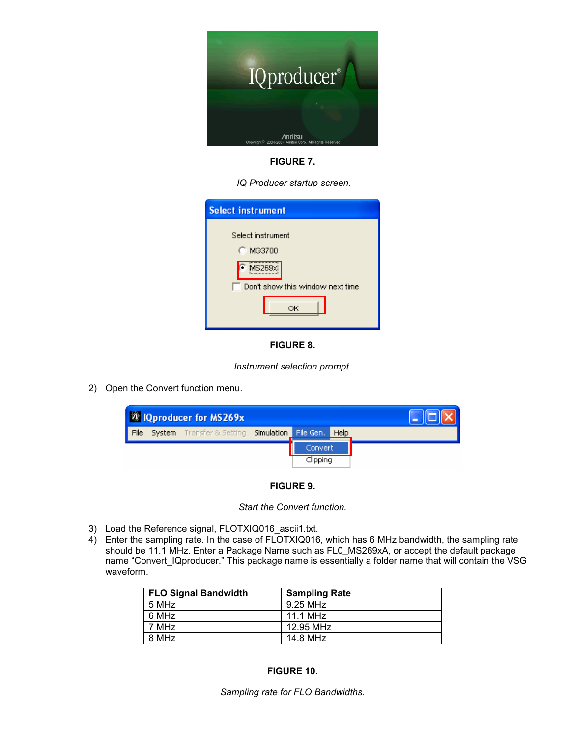**FIGURE 7.**

*IQ Producer startup screen.*

**FIGURE 8.**

*Instrument selection prompt.*

2) Open the Convert function menu.

**FIGURE 9.**

*Start the Convert function.*

3) Load the Reference signal, FLOTXIQ016_ascii1.txt.
4) Enter the sampling rate. In the case of FLOTXIQ016, which has 6 MHz bandwidth, the sampling rate should be 11.1 MHz. Enter a Package Name such as FL0_MS269xA, or accept the default package name "Convert_IQproducer." This package name is essentially a folder name that will contain the VSG waveform.

| FLO Signal Bandwidth | Sampling Rate |
| --- | --- |
| 5 MHz | 9.25 MHz |
| 6 MHz | 11.1 MHz |
| 7 MHz | 12.95 MHz |
| 8 MHz | 14.8 MHz |

**FIGURE 10.**

*Sampling rate for FLO Bandwidths.*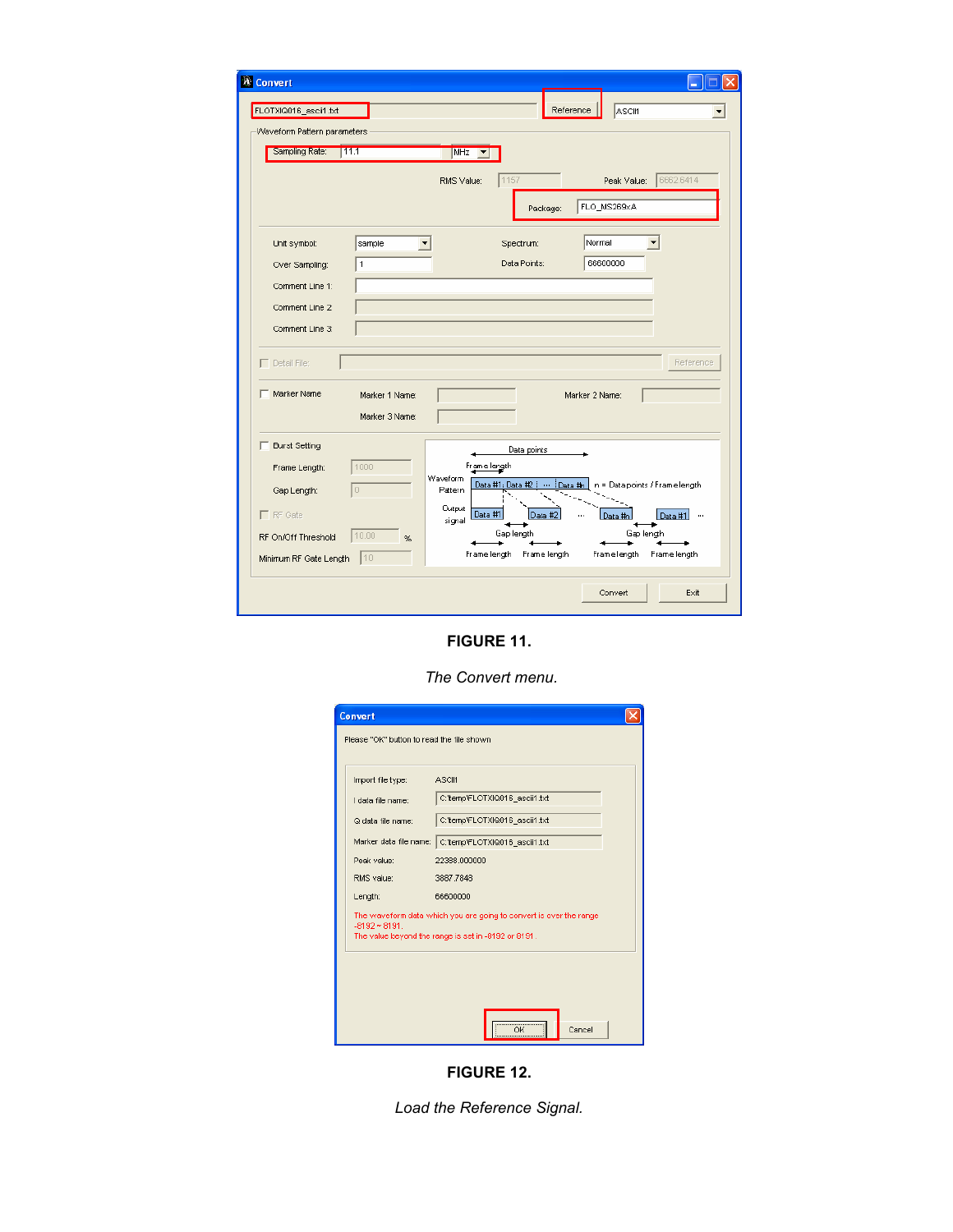**FIGURE 11.**

*The Convert menu.*

**FIGURE 12.**

*Load the Reference Signal.*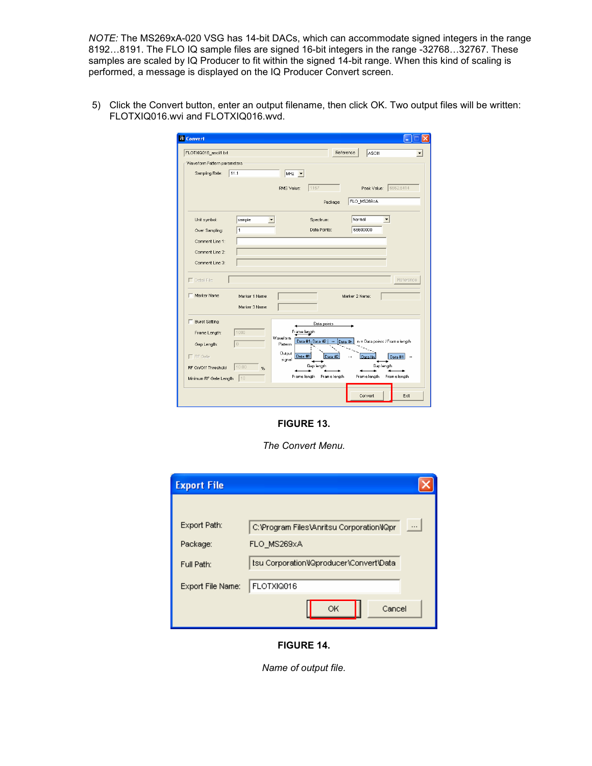*NOTE:* The MS269xA-020 VSG has 14-bit DACs, which can accommodate signed integers in the range 8192…8191. The FLO IQ sample files are signed 16-bit integers in the range -32768…32767. These samples are scaled by IQ Producer to fit within the signed 14-bit range. When this kind of scaling is performed, a message is displayed on the IQ Producer Convert screen.

5) Click the Convert button, enter an output filename, then click OK. Two output files will be written: FLOTXIQ016.wvi and FLOTXIQ016.wvd.

**FIGURE 13.**

*The Convert Menu.*

**FIGURE 14.**

*Name of output file.*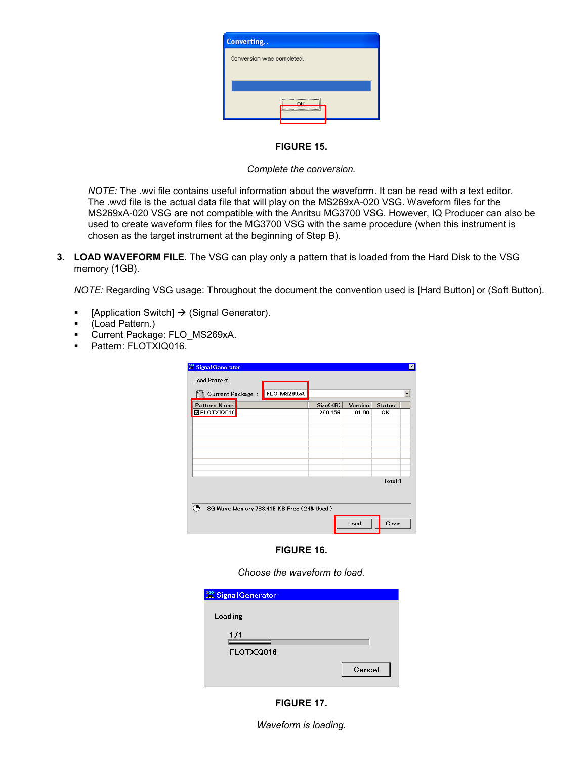**FIGURE 15.**

*Complete the conversion.*

*NOTE:* The .wvi file contains useful information about the waveform. It can be read with a text editor. The .wvd file is the actual data file that will play on the MS269xA-020 VSG. Waveform files for the MS269xA-020 VSG are not compatible with the Anritsu MG3700 VSG. However, IQ Producer can also be used to create waveform files for the MG3700 VSG with the same procedure (when this instrument is chosen as the target instrument at the beginning of Step B).

3. **LOAD WAVEFORM FILE.** The VSG can play only a pattern that is loaded from the Hard Disk to the VSG memory (1GB).

   *NOTE:* Regarding VSG usage: Throughout the document the convention used is [Hard Button] or (Soft Button).

   - [Application Switch] → (Signal Generator).
   - (Load Pattern.)
   - Current Package: FLO_MS269xA.
   - Pattern: FLOTXIQ016.

**FIGURE 16.**

*Choose the waveform to load.*

**FIGURE 17.**

*Waveform is loading.*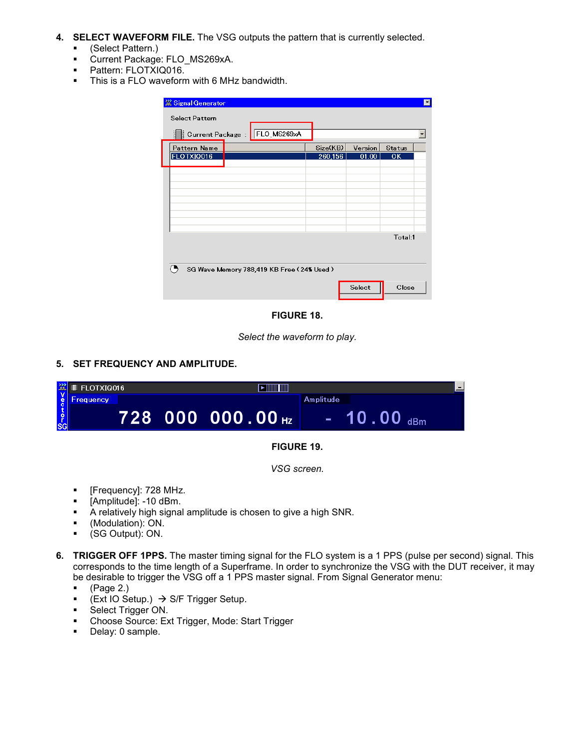4. **SELECT WAVEFORM FILE.** The VSG outputs the pattern that is currently selected.
   - (Select Pattern.)
   - Current Package: FLO_MS269xA.
   - Pattern: FLOTXIQ016.
   - This is a FLO waveform with 6 MHz bandwidth.

**FIGURE 18.**

*Select the waveform to play.*

5. **SET FREQUENCY AND AMPLITUDE.**

**FIGURE 19.**

*VSG screen.*

- [Frequency]: 728 MHz.
- [Amplitude]: -10 dBm.
- A relatively high signal amplitude is chosen to give a high SNR.
- (Modulation): ON.
- (SG Output): ON.

6. **TRIGGER OFF 1PPS.** The master timing signal for the FLO system is a 1 PPS (pulse per second) signal. This corresponds to the time length of a Superframe. In order to synchronize the VSG with the DUT receiver, it may be desirable to trigger the VSG off a 1 PPS master signal. From Signal Generator menu:
   - (Page 2.)
   - (Ext IO Setup.) → S/F Trigger Setup.
   - Select Trigger ON.
   - Choose Source: Ext Trigger, Mode: Start Trigger
   - Delay: 0 sample.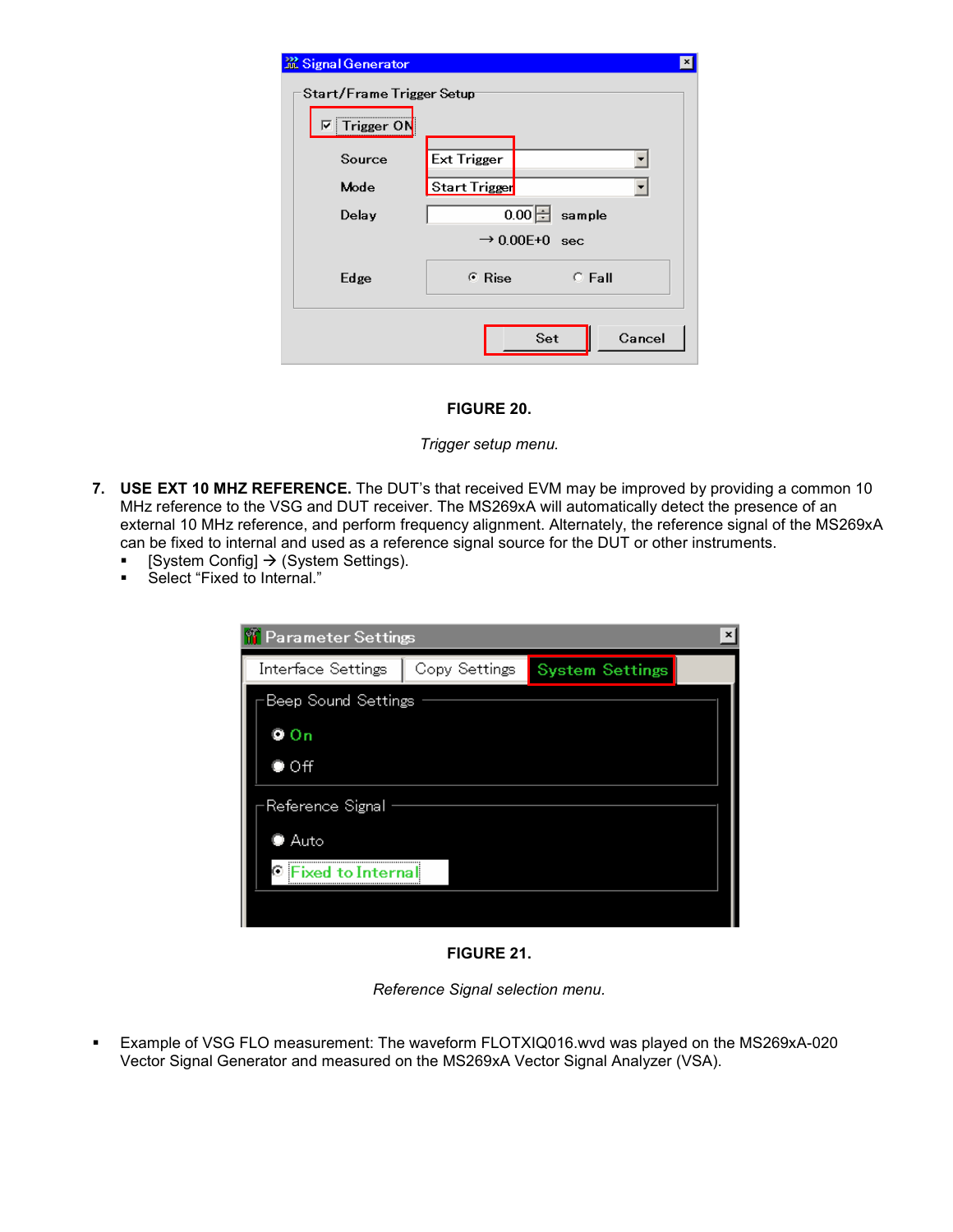**FIGURE 20.**

*Trigger setup menu.*

7. **USE EXT 10 MHZ REFERENCE.** The DUT's that received EVM may be improved by providing a common 10 MHz reference to the VSG and DUT receiver. The MS269xA will automatically detect the presence of an external 10 MHz reference, and perform frequency alignment. Alternately, the reference signal of the MS269xA can be fixed to internal and used as a reference signal source for the DUT or other instruments.
   - [System Config] → (System Settings).
   - Select "Fixed to Internal."

**FIGURE 21.**

*Reference Signal selection menu.*

- Example of VSG FLO measurement: The waveform FLOTXIQ016.wvd was played on the MS269xA-020 Vector Signal Generator and measured on the MS269xA Vector Signal Analyzer (VSA).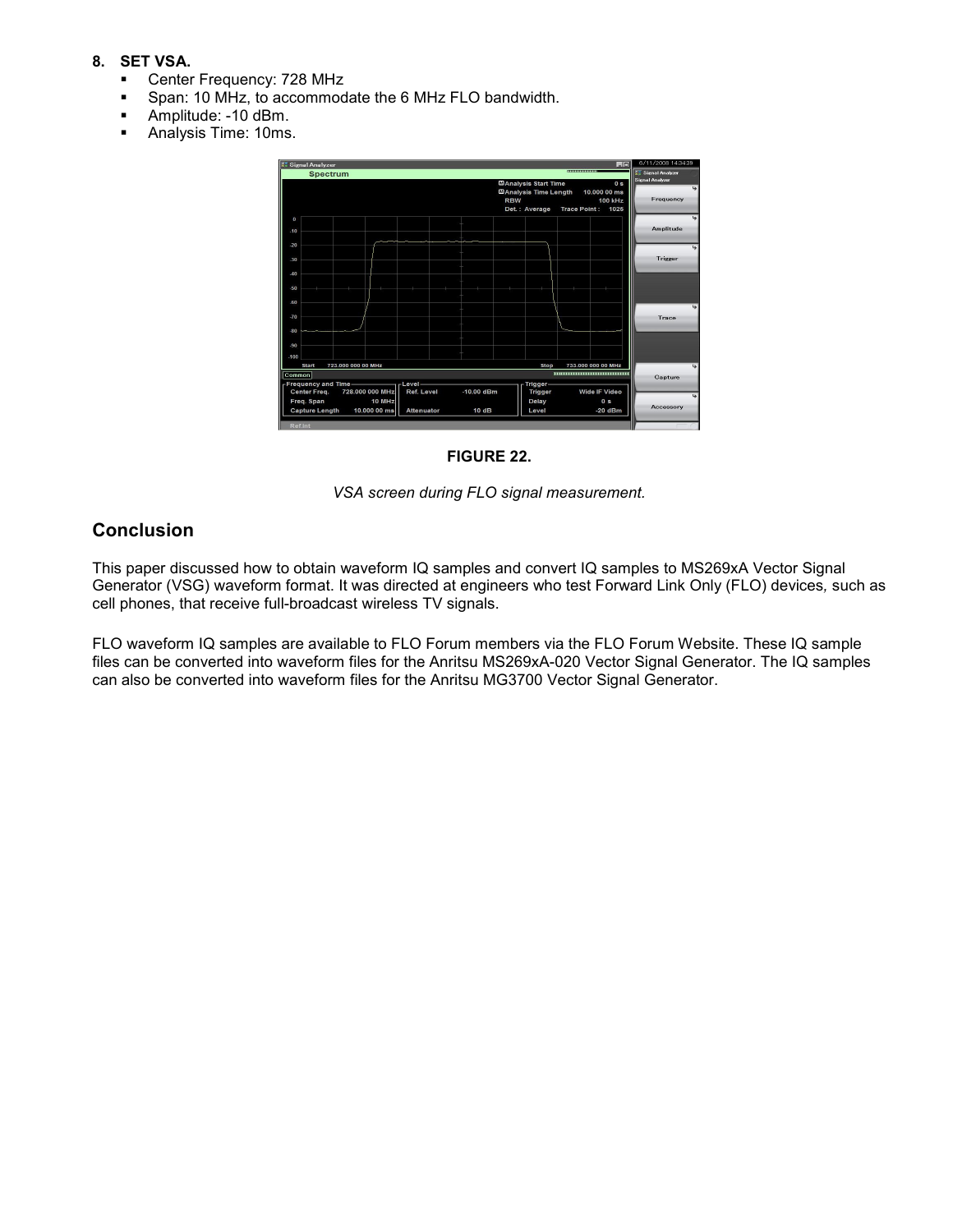8. **SET VSA.**
   - Center Frequency: 728 MHz
   - Span: 10 MHz, to accommodate the 6 MHz FLO bandwidth.
   - Amplitude: -10 dBm.
   - Analysis Time: 10ms.

**FIGURE 22.**

*VSA screen during FLO signal measurement.*

## Conclusion

This paper discussed how to obtain waveform IQ samples and convert IQ samples to MS269xA Vector Signal Generator (VSG) waveform format. It was directed at engineers who test Forward Link Only (FLO) devices, such as cell phones, that receive full-broadcast wireless TV signals.

FLO waveform IQ samples are available to FLO Forum members via the FLO Forum Website. These IQ sample files can be converted into waveform files for the Anritsu MS269xA-020 Vector Signal Generator. The IQ samples can also be converted into waveform files for the Anritsu MG3700 Vector Signal Generator.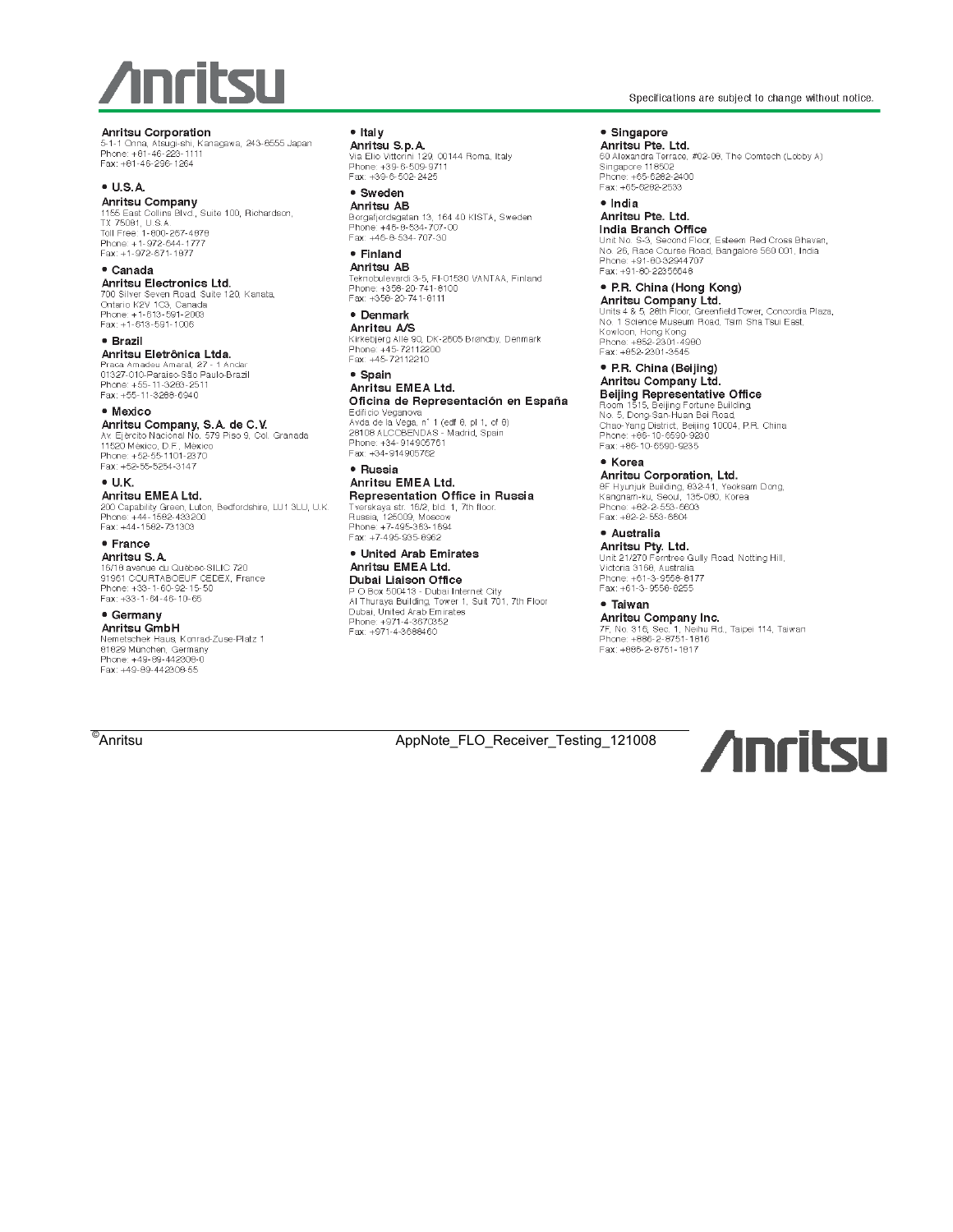Specifications are subject to change without notice.

**Anritsu Corporation**
5-1-1 Onna, Atsugi-shi, Kanagawa, 243-8555 Japan
Phone: +81-46-223-1111
Fax: +81-46-296-1264

• **U.S.A.**
**Anritsu Company**
1155 East Collins Blvd., Suite 100, Richardson,
TX 75081, U.S.A.
Toll Free: 1-800-267-4878
Phone: +1-972-644-1777
Fax: +1-972-671-1877

• **Canada**
**Anritsu Electronics Ltd.**
700 Silver Seven Road, Suite 120, Kanata,
Ontario K2V 1C3, Canada
Phone: +1-613-591-2003
Fax: +1-613-591-1006

• **Brazil**
**Anritsu Eletrônica Ltda.**
Praca Amadeu Amaral, 27 - 1 Andar
01327-010-Paraiso-São Paulo-Brazil
Phone: +55-11-3283-2511
Fax: +55-11-3288-6940

• **Mexico**
**Anritsu Company, S.A. de C.V.**
Av. Ejercito Nacional No. 579 Piso 9, Col. Granada
11520 México, D.F., México
Phone: +52-55-1101-2370
Fax: +52-55-5254-3147

• **U.K.**
**Anritsu EMEA Ltd.**
200 Capability Green, Luton, Bedfordshire, LU1 3LU, U.K.
Phone: +44-1582-433200
Fax: +44-1582-731303

• **France**
**Anritsu S.A.**
16/18 avenue du Québec-SILIC 720
91961 COURTABOEUF CEDEX, France
Phone: +33-1-60-92-15-50
Fax: +33-1-64-46-10-65

• **Germany**
**Anritsu GmbH**
Nemetschek Haus, Konrad-Zuse-Platz 1
81829 München, Germany
Phone: +49-89-442308-0
Fax: +49-89-442308-55

• **Italy**
**Anritsu S.p.A.**
Via Elio Vittorini 129, 00144 Roma, Italy
Phone: +39-6-509-9711
Fax: +39-6-502-2425

• **Sweden**
**Anritsu AB**
Borgafjordsgatan 13, 164 40 KISTA, Sweden
Phone: +46-8-534-707-00
Fax: +46-8-534-707-30

• **Finland**
**Anritsu AB**
Teknobulevardi 3-5, FI-01530 VANTAA, Finland
Phone: +358-20-741-8100
Fax: +358-20-741-8111

• **Denmark**
**Anritsu A/S**
Kirkebjerg Allé 90, DK-2605 Brøndby, Denmark
Phone: +45-72112200
Fax: +45-72112210

• **Spain**
**Anritsu EMEA Ltd.**
**Oficina de Representación en España**
Edificio Veganova
Avda de la Vega, n° 1 (edf 8, pl 1, of 8)
28108 ALCOBENDAS - Madrid, Spain
Phone: +34-914905761
Fax: +34-914905762

• **Russia**
**Anritsu EMEA Ltd.**
**Representation Office in Russia**
Tverskaya str. 16/2, bld. 1, 7th floor.
Russia, 125009, Moscow
Phone: +7-495-363-1694
Fax: +7-495-935-8962

• **United Arab Emirates**
**Anritsu EMEA Ltd.**
**Dubai Liaison Office**
P O Box 500413 - Dubai Internet City
Al Thuraya Building, Tower 1, Suit 701, 7th Floor
Dubai, United Arab Emirates
Phone: +971-4-3670352
Fax: +971-4-3688460

• **Singapore**
**Anritsu Pte. Ltd.**
60 Alexandra Terrace, #02-08, The Comtech (Lobby A)
Singapore 118502
Phone: +65-6282-2400
Fax: +65-6282-2533

• **India**
**Anritsu Pte. Ltd.**
**India Branch Office**
Unit No. S-3, Second Floor, Esteem Red Cross Bhavan,
No. 26, Race Course Road, Bangalore 560 001, India
Phone: +91-80-32944707
Fax: +91-80-22356648

• **P.R. China (Hong Kong)**
**Anritsu Company Ltd.**
Units 4 & 5, 28th Floor, Greenfield Tower, Concordia Plaza,
No. 1 Science Museum Road, Tsim Sha Tsui East,
Kowloon, Hong Kong
Phone: +852-2301-4980
Fax: +852-2301-3545

• **P.R. China (Beijing)**
**Anritsu Company Ltd.**
**Beijing Representative Office**
Room 1515, Beijing Fortune Building
No. 5, Dong-San-Huan Bei Road,
Chao-Yang District, Beijing 10004, P.R. China
Phone: +86-10-6590-9230
Fax: +86-10-6590-9235

• **Korea**
**Anritsu Corporation, Ltd.**
8F Hyunjuk Building, 832-41, Yeoksam Dong,
Kangnam-ku, Seoul, 135-080, Korea
Phone: +82-2-553-6603
Fax: +82-2-553-6604

• **Australia**
**Anritsu Pty. Ltd.**
Unit 21/270 Ferntree Gully Road, Notting Hill,
Victoria 3168, Australia
Phone: +61-3-9558-8177
Fax: +61-3-9558-8255

• **Taiwan**
**Anritsu Company Inc.**
7F, No. 316, Sec. 1, Neihu Rd., Taipei 114, Taiwan
Phone: +886-2-8751-1816
Fax: +886-2-8751-1817

©Anritsu AppNote_FLO_Receiver_Testing_121008